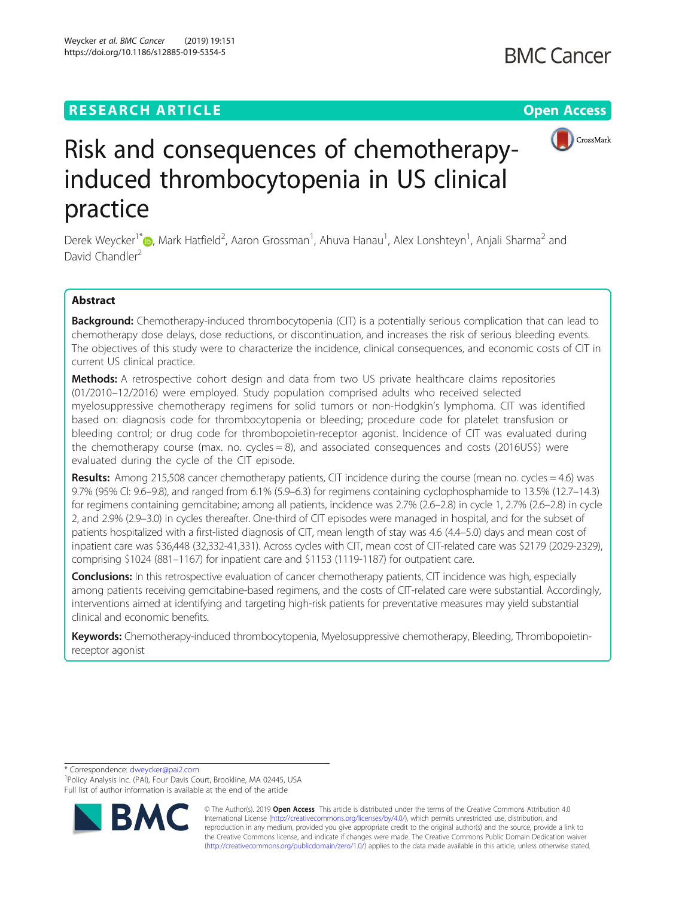RESEARCH ARTICLE

Open Access

# Risk and consequences of chemotherapy-induced thrombocytopenia in US clinical practice

Derek Weycker[1*], Mark Hatfield[2], Aaron Grossman[1], Ahuva Hanau[1], Alex Lonshteyn[1], Anjali Sharma[2] and David Chandler[2]

## Abstract

**Background:** Chemotherapy-induced thrombocytopenia (CIT) is a potentially serious complication that can lead to chemotherapy dose delays, dose reductions, or discontinuation, and increases the risk of serious bleeding events. The objectives of this study were to characterize the incidence, clinical consequences, and economic costs of CIT in current US clinical practice.

**Methods:** A retrospective cohort design and data from two US private healthcare claims repositories (01/2010–12/2016) were employed. Study population comprised adults who received selected myelosuppressive chemotherapy regimens for solid tumors or non-Hodgkin's lymphoma. CIT was identified based on: diagnosis code for thrombocytopenia or bleeding; procedure code for platelet transfusion or bleeding control; or drug code for thrombopoietin-receptor agonist. Incidence of CIT was evaluated during the chemotherapy course (max. no. cycles = 8), and associated consequences and costs (2016US$) were evaluated during the cycle of the CIT episode.

**Results:** Among 215,508 cancer chemotherapy patients, CIT incidence during the course (mean no. cycles = 4.6) was 9.7% (95% CI: 9.6–9.8), and ranged from 6.1% (5.9–6.3) for regimens containing cyclophosphamide to 13.5% (12.7–14.3) for regimens containing gemcitabine; among all patients, incidence was 2.7% (2.6–2.8) in cycle 1, 2.7% (2.6–2.8) in cycle 2, and 2.9% (2.9–3.0) in cycles thereafter. One-third of CIT episodes were managed in hospital, and for the subset of patients hospitalized with a first-listed diagnosis of CIT, mean length of stay was 4.6 (4.4–5.0) days and mean cost of inpatient care was $36,448 (32,332-41,331). Across cycles with CIT, mean cost of CIT-related care was $2179 (2029-2329), comprising $1024 (881–1167) for inpatient care and $1153 (1119-1187) for outpatient care.

**Conclusions:** In this retrospective evaluation of cancer chemotherapy patients, CIT incidence was high, especially among patients receiving gemcitabine-based regimens, and the costs of CIT-related care were substantial. Accordingly, interventions aimed at identifying and targeting high-risk patients for preventative measures may yield substantial clinical and economic benefits.

**Keywords:** Chemotherapy-induced thrombocytopenia, Myelosuppressive chemotherapy, Bleeding, Thrombopoietin-receptor agonist

* Correspondence: dweycker@pai2.com
[1]Policy Analysis Inc. (PAI), Four Davis Court, Brookline, MA 02445, USA
Full list of author information is available at the end of the article

© The Author(s). 2019 **Open Access** This article is distributed under the terms of the Creative Commons Attribution 4.0 International License (http://creativecommons.org/licenses/by/4.0/), which permits unrestricted use, distribution, and reproduction in any medium, provided you give appropriate credit to the original author(s) and the source, provide a link to the Creative Commons license, and indicate if changes were made. The Creative Commons Public Domain Dedication waiver (http://creativecommons.org/publicdomain/zero/1.0/) applies to the data made available in this article, unless otherwise stated.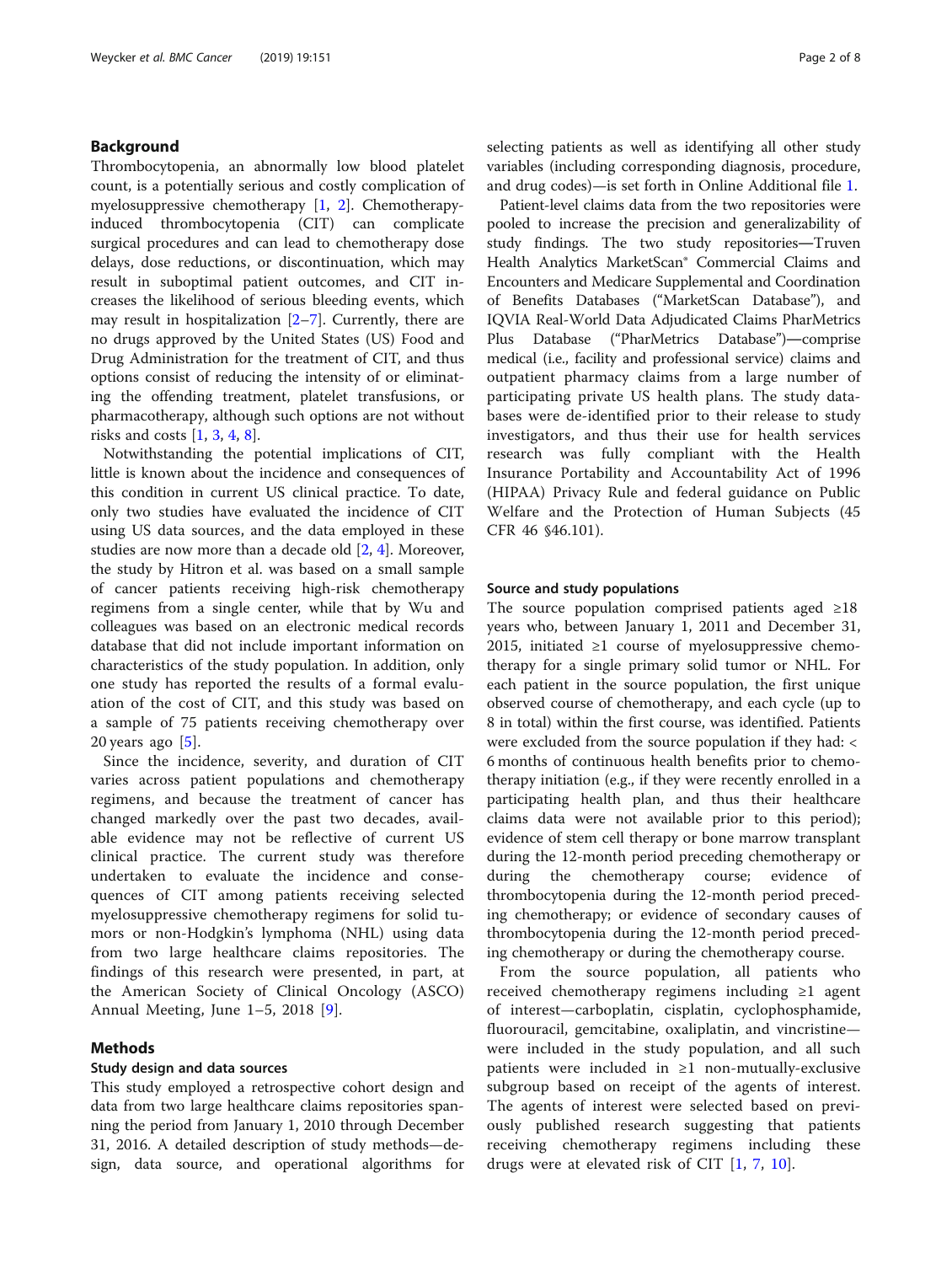## Background

Thrombocytopenia, an abnormally low blood platelet count, is a potentially serious and costly complication of myelosuppressive chemotherapy [1, 2]. Chemotherapy-induced thrombocytopenia (CIT) can complicate surgical procedures and can lead to chemotherapy dose delays, dose reductions, or discontinuation, which may result in suboptimal patient outcomes, and CIT increases the likelihood of serious bleeding events, which may result in hospitalization [2–7]. Currently, there are no drugs approved by the United States (US) Food and Drug Administration for the treatment of CIT, and thus options consist of reducing the intensity of or eliminating the offending treatment, platelet transfusions, or pharmacotherapy, although such options are not without risks and costs [1, 3, 4, 8].

Notwithstanding the potential implications of CIT, little is known about the incidence and consequences of this condition in current US clinical practice. To date, only two studies have evaluated the incidence of CIT using US data sources, and the data employed in these studies are now more than a decade old [2, 4]. Moreover, the study by Hitron et al. was based on a small sample of cancer patients receiving high-risk chemotherapy regimens from a single center, while that by Wu and colleagues was based on an electronic medical records database that did not include important information on characteristics of the study population. In addition, only one study has reported the results of a formal evaluation of the cost of CIT, and this study was based on a sample of 75 patients receiving chemotherapy over 20 years ago [5].

Since the incidence, severity, and duration of CIT varies across patient populations and chemotherapy regimens, and because the treatment of cancer has changed markedly over the past two decades, available evidence may not be reflective of current US clinical practice. The current study was therefore undertaken to evaluate the incidence and consequences of CIT among patients receiving selected myelosuppressive chemotherapy regimens for solid tumors or non-Hodgkin's lymphoma (NHL) using data from two large healthcare claims repositories. The findings of this research were presented, in part, at the American Society of Clinical Oncology (ASCO) Annual Meeting, June 1–5, 2018 [9].

## Methods

### Study design and data sources

This study employed a retrospective cohort design and data from two large healthcare claims repositories spanning the period from January 1, 2010 through December 31, 2016. A detailed description of study methods—design, data source, and operational algorithms for selecting patients as well as identifying all other study variables (including corresponding diagnosis, procedure, and drug codes)—is set forth in Online Additional file 1.

Patient-level claims data from the two repositories were pooled to increase the precision and generalizability of study findings. The two study repositories—Truven Health Analytics MarketScan® Commercial Claims and Encounters and Medicare Supplemental and Coordination of Benefits Databases ("MarketScan Database"), and IQVIA Real-World Data Adjudicated Claims PharMetrics Plus Database ("PharMetrics Database")—comprise medical (i.e., facility and professional service) claims and outpatient pharmacy claims from a large number of participating private US health plans. The study databases were de-identified prior to their release to study investigators, and thus their use for health services research was fully compliant with the Health Insurance Portability and Accountability Act of 1996 (HIPAA) Privacy Rule and federal guidance on Public Welfare and the Protection of Human Subjects (45 CFR 46 §46.101).

### Source and study populations

The source population comprised patients aged ≥18 years who, between January 1, 2011 and December 31, 2015, initiated ≥1 course of myelosuppressive chemotherapy for a single primary solid tumor or NHL. For each patient in the source population, the first unique observed course of chemotherapy, and each cycle (up to 8 in total) within the first course, was identified. Patients were excluded from the source population if they had: < 6 months of continuous health benefits prior to chemotherapy initiation (e.g., if they were recently enrolled in a participating health plan, and thus their healthcare claims data were not available prior to this period); evidence of stem cell therapy or bone marrow transplant during the 12-month period preceding chemotherapy or during the chemotherapy course; evidence of thrombocytopenia during the 12-month period preceding chemotherapy; or evidence of secondary causes of thrombocytopenia during the 12-month period preceding chemotherapy or during the chemotherapy course.

From the source population, all patients who received chemotherapy regimens including ≥1 agent of interest—carboplatin, cisplatin, cyclophosphamide, fluorouracil, gemcitabine, oxaliplatin, and vincristine—were included in the study population, and all such patients were included in ≥1 non-mutually-exclusive subgroup based on receipt of the agents of interest. The agents of interest were selected based on previously published research suggesting that patients receiving chemotherapy regimens including these drugs were at elevated risk of CIT [1, 7, 10].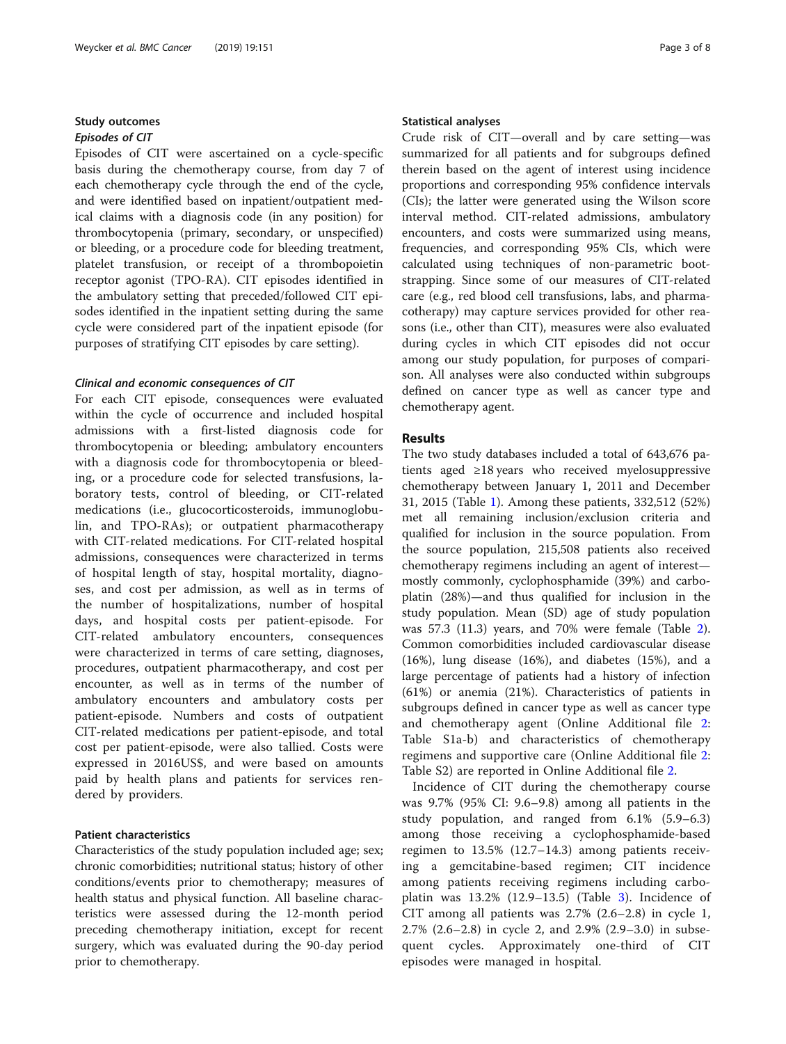## Study outcomes

### *Episodes of CIT*

Episodes of CIT were ascertained on a cycle-specific basis during the chemotherapy course, from day 7 of each chemotherapy cycle through the end of the cycle, and were identified based on inpatient/outpatient medical claims with a diagnosis code (in any position) for thrombocytopenia (primary, secondary, or unspecified) or bleeding, or a procedure code for bleeding treatment, platelet transfusion, or receipt of a thrombopoietin receptor agonist (TPO-RA). CIT episodes identified in the ambulatory setting that preceded/followed CIT episodes identified in the inpatient setting during the same cycle were considered part of the inpatient episode (for purposes of stratifying CIT episodes by care setting).

### *Clinical and economic consequences of CIT*

For each CIT episode, consequences were evaluated within the cycle of occurrence and included hospital admissions with a first-listed diagnosis code for thrombocytopenia or bleeding; ambulatory encounters with a diagnosis code for thrombocytopenia or bleeding, or a procedure code for selected transfusions, laboratory tests, control of bleeding, or CIT-related medications (i.e., glucocorticosteroids, immunoglobulin, and TPO-RAs); or outpatient pharmacotherapy with CIT-related medications. For CIT-related hospital admissions, consequences were characterized in terms of hospital length of stay, hospital mortality, diagnoses, and cost per admission, as well as in terms of the number of hospitalizations, number of hospital days, and hospital costs per patient-episode. For CIT-related ambulatory encounters, consequences were characterized in terms of care setting, diagnoses, procedures, outpatient pharmacotherapy, and cost per encounter, as well as in terms of the number of ambulatory encounters and ambulatory costs per patient-episode. Numbers and costs of outpatient CIT-related medications per patient-episode, and total cost per patient-episode, were also tallied. Costs were expressed in 2016US$, and were based on amounts paid by health plans and patients for services rendered by providers.

### Patient characteristics

Characteristics of the study population included age; sex; chronic comorbidities; nutritional status; history of other conditions/events prior to chemotherapy; measures of health status and physical function. All baseline characteristics were assessed during the 12-month period preceding chemotherapy initiation, except for recent surgery, which was evaluated during the 90-day period prior to chemotherapy.

### Statistical analyses

Crude risk of CIT—overall and by care setting—was summarized for all patients and for subgroups defined therein based on the agent of interest using incidence proportions and corresponding 95% confidence intervals (CIs); the latter were generated using the Wilson score interval method. CIT-related admissions, ambulatory encounters, and costs were summarized using means, frequencies, and corresponding 95% CIs, which were calculated using techniques of non-parametric bootstrapping. Since some of our measures of CIT-related care (e.g., red blood cell transfusions, labs, and pharmacotherapy) may capture services provided for other reasons (i.e., other than CIT), measures were also evaluated during cycles in which CIT episodes did not occur among our study population, for purposes of comparison. All analyses were also conducted within subgroups defined on cancer type as well as cancer type and chemotherapy agent.

## Results

The two study databases included a total of 643,676 patients aged ≥18 years who received myelosuppressive chemotherapy between January 1, 2011 and December 31, 2015 (Table 1). Among these patients, 332,512 (52%) met all remaining inclusion/exclusion criteria and qualified for inclusion in the source population. From the source population, 215,508 patients also received chemotherapy regimens including an agent of interest—mostly commonly, cyclophosphamide (39%) and carboplatin (28%)—and thus qualified for inclusion in the study population. Mean (SD) age of study population was 57.3 (11.3) years, and 70% were female (Table 2). Common comorbidities included cardiovascular disease (16%), lung disease (16%), and diabetes (15%), and a large percentage of patients had a history of infection (61%) or anemia (21%). Characteristics of patients in subgroups defined in cancer type as well as cancer type and chemotherapy agent (Online Additional file 2: Table S1a-b) and characteristics of chemotherapy regimens and supportive care (Online Additional file 2: Table S2) are reported in Online Additional file 2.

Incidence of CIT during the chemotherapy course was 9.7% (95% CI: 9.6–9.8) among all patients in the study population, and ranged from 6.1% (5.9–6.3) among those receiving a cyclophosphamide-based regimen to 13.5% (12.7–14.3) among patients receiving a gemcitabine-based regimen; CIT incidence among patients receiving regimens including carboplatin was 13.2% (12.9–13.5) (Table 3). Incidence of CIT among all patients was 2.7% (2.6–2.8) in cycle 1, 2.7% (2.6–2.8) in cycle 2, and 2.9% (2.9–3.0) in subsequent cycles. Approximately one-third of CIT episodes were managed in hospital.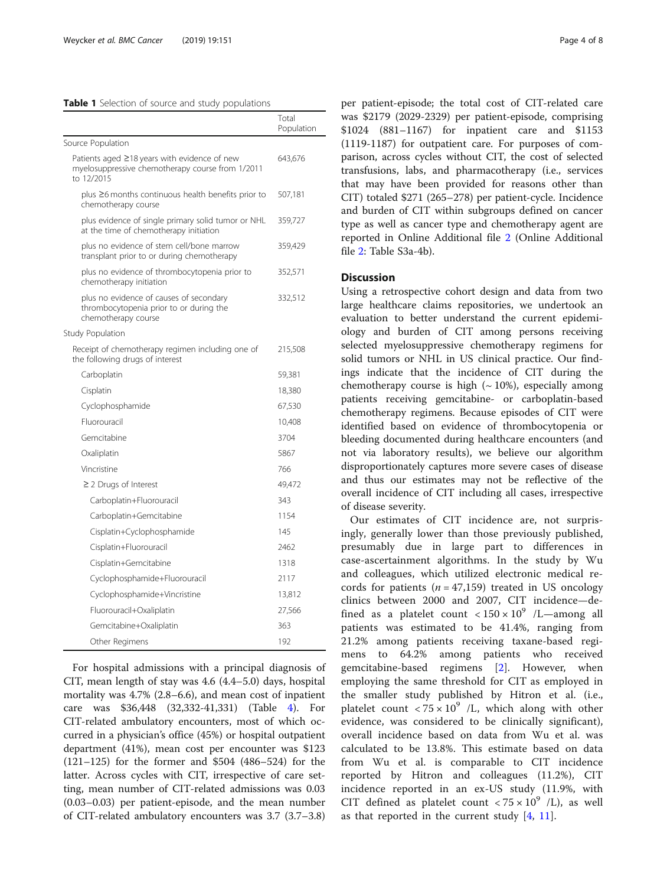**Table 1** Selection of source and study populations

| | Total Population |
|---|---|
| Source Population | |
| Patients aged ≥18 years with evidence of new myelosuppressive chemotherapy course from 1/2011 to 12/2015 | 643,676 |
| plus ≥6 months continuous health benefits prior to chemotherapy course | 507,181 |
| plus evidence of single primary solid tumor or NHL at the time of chemotherapy initiation | 359,727 |
| plus no evidence of stem cell/bone marrow transplant prior to or during chemotherapy | 359,429 |
| plus no evidence of thrombocytopenia prior to chemotherapy initiation | 352,571 |
| plus no evidence of causes of secondary thrombocytopenia prior to or during the chemotherapy course | 332,512 |
| Study Population | |
| Receipt of chemotherapy regimen including one of the following drugs of interest | 215,508 |
| Carboplatin | 59,381 |
| Cisplatin | 18,380 |
| Cyclophosphamide | 67,530 |
| Fluorouracil | 10,408 |
| Gemcitabine | 3704 |
| Oxaliplatin | 5867 |
| Vincristine | 766 |
| ≥ 2 Drugs of Interest | 49,472 |
| Carboplatin+Fluorouracil | 343 |
| Carboplatin+Gemcitabine | 1154 |
| Cisplatin+Cyclophosphamide | 145 |
| Cisplatin+Fluorouracil | 2462 |
| Cisplatin+Gemcitabine | 1318 |
| Cyclophosphamide+Fluorouracil | 2117 |
| Cyclophosphamide+Vincristine | 13,812 |
| Fluorouracil+Oxaliplatin | 27,566 |
| Gemcitabine+Oxaliplatin | 363 |
| Other Regimens | 192 |

For hospital admissions with a principal diagnosis of CIT, mean length of stay was 4.6 (4.4–5.0) days, hospital mortality was 4.7% (2.8–6.6), and mean cost of inpatient care was $36,448 (32,332-41,331) (Table 4). For CIT-related ambulatory encounters, most of which occurred in a physician's office (45%) or hospital outpatient department (41%), mean cost per encounter was $123 (121–125) for the former and $504 (486–524) for the latter. Across cycles with CIT, irrespective of care setting, mean number of CIT-related admissions was 0.03 (0.03–0.03) per patient-episode, and the mean number of CIT-related ambulatory encounters was 3.7 (3.7–3.8) per patient-episode; the total cost of CIT-related care was $2179 (2029-2329) per patient-episode, comprising $1024 (881–1167) for inpatient care and $1153 (1119-1187) for outpatient care. For purposes of comparison, across cycles without CIT, the cost of selected transfusions, labs, and pharmacotherapy (i.e., services that may have been provided for reasons other than CIT) totaled $271 (265–278) per patient-cycle. Incidence and burden of CIT within subgroups defined on cancer type as well as cancer type and chemotherapy agent are reported in Online Additional file 2 (Online Additional file 2: Table S3a-4b).

## Discussion

Using a retrospective cohort design and data from two large healthcare claims repositories, we undertook an evaluation to better understand the current epidemiology and burden of CIT among persons receiving selected myelosuppressive chemotherapy regimens for solid tumors or NHL in US clinical practice. Our findings indicate that the incidence of CIT during the chemotherapy course is high (~ 10%), especially among patients receiving gemcitabine- or carboplatin-based chemotherapy regimens. Because episodes of CIT were identified based on evidence of thrombocytopenia or bleeding documented during healthcare encounters (and not via laboratory results), we believe our algorithm disproportionately captures more severe cases of disease and thus our estimates may not be reflective of the overall incidence of CIT including all cases, irrespective of disease severity.

Our estimates of CIT incidence are, not surprisingly, generally lower than those previously published, presumably due in large part to differences in case-ascertainment algorithms. In the study by Wu and colleagues, which utilized electronic medical records for patients ($n = 47{,}159$) treated in US oncology clinics between 2000 and 2007, CIT incidence—defined as a platelet count $< 150 \times 10^9$ /L—among all patients was estimated to be 41.4%, ranging from 21.2% among patients receiving taxane-based regimens to 64.2% among patients who received gemcitabine-based regimens [2]. However, when employing the same threshold for CIT as employed in the smaller study published by Hitron et al. (i.e., platelet count $< 75 \times 10^9$ /L, which along with other evidence, was considered to be clinically significant), overall incidence based on data from Wu et al. was calculated to be 13.8%. This estimate based on data from Wu et al. is comparable to CIT incidence reported by Hitron and colleagues (11.2%), CIT incidence reported in an ex-US study (11.9%, with CIT defined as platelet count $< 75 \times 10^9$ /L), as well as that reported in the current study [4, 11].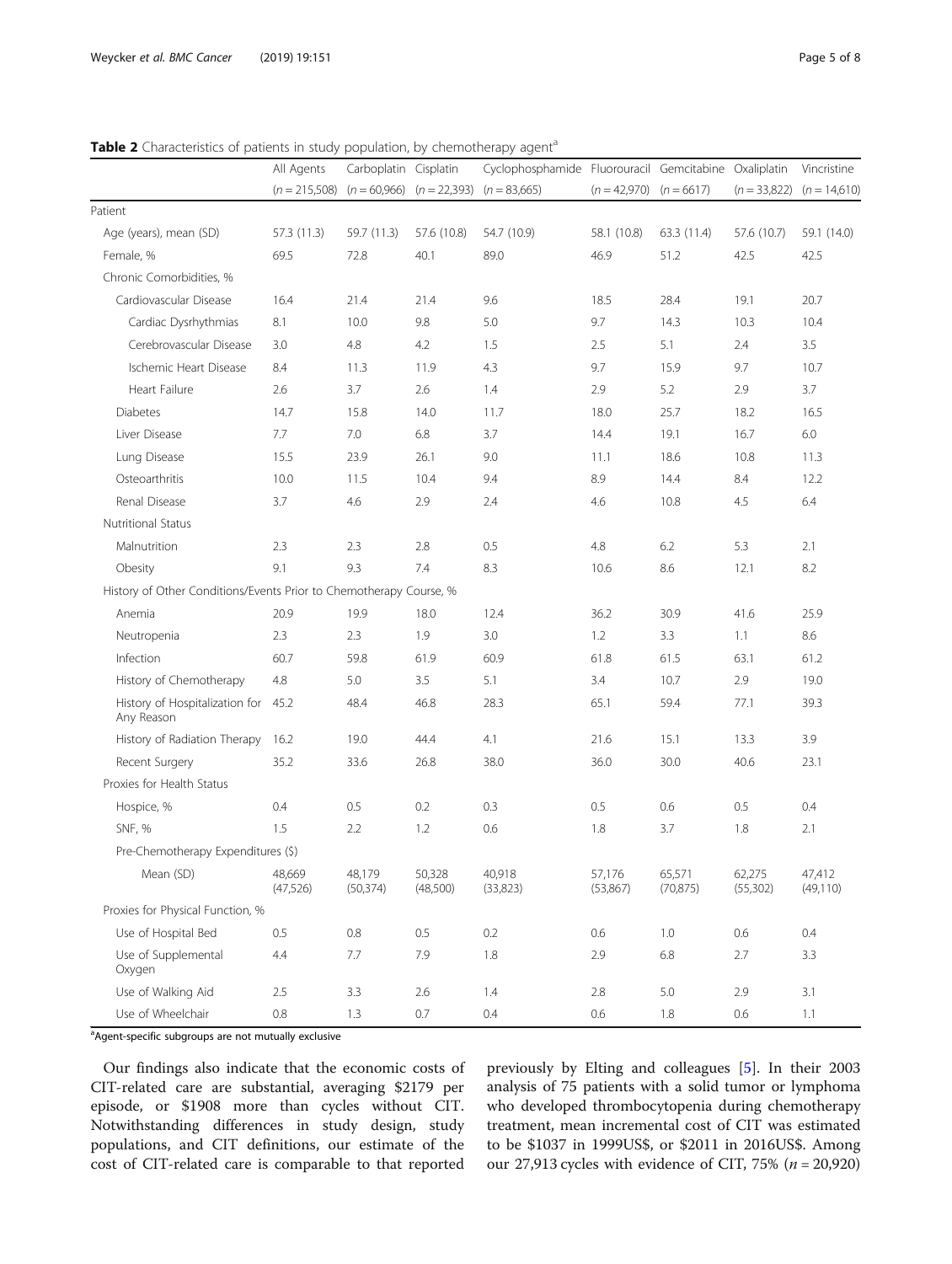**Table 2** Characteristics of patients in study population, by chemotherapy agent[a]

| | All Agents (n = 215,508) | Carboplatin (n = 60,966) | Cisplatin (n = 22,393) | Cyclophosphamide (n = 83,665) | Fluorouracil (n = 42,970) | Gemcitabine (n = 6617) | Oxaliplatin (n = 33,822) | Vincristine (n = 14,610) |
|---|---|---|---|---|---|---|---|---|
| Patient | | | | | | | | |
| Age (years), mean (SD) | 57.3 (11.3) | 59.7 (11.3) | 57.6 (10.8) | 54.7 (10.9) | 58.1 (10.8) | 63.3 (11.4) | 57.6 (10.7) | 59.1 (14.0) |
| Female, % | 69.5 | 72.8 | 40.1 | 89.0 | 46.9 | 51.2 | 42.5 | 42.5 |
| Chronic Comorbidities, % | | | | | | | | |
| Cardiovascular Disease | 16.4 | 21.4 | 21.4 | 9.6 | 18.5 | 28.4 | 19.1 | 20.7 |
| Cardiac Dysrhythmias | 8.1 | 10.0 | 9.8 | 5.0 | 9.7 | 14.3 | 10.3 | 10.4 |
| Cerebrovascular Disease | 3.0 | 4.8 | 4.2 | 1.5 | 2.5 | 5.1 | 2.4 | 3.5 |
| Ischemic Heart Disease | 8.4 | 11.3 | 11.9 | 4.3 | 9.7 | 15.9 | 9.7 | 10.7 |
| Heart Failure | 2.6 | 3.7 | 2.6 | 1.4 | 2.9 | 5.2 | 2.9 | 3.7 |
| Diabetes | 14.7 | 15.8 | 14.0 | 11.7 | 18.0 | 25.7 | 18.2 | 16.5 |
| Liver Disease | 7.7 | 7.0 | 6.8 | 3.7 | 14.4 | 19.1 | 16.7 | 6.0 |
| Lung Disease | 15.5 | 23.9 | 26.1 | 9.0 | 11.1 | 18.6 | 10.8 | 11.3 |
| Osteoarthritis | 10.0 | 11.5 | 10.4 | 9.4 | 8.9 | 14.4 | 8.4 | 12.2 |
| Renal Disease | 3.7 | 4.6 | 2.9 | 2.4 | 4.6 | 10.8 | 4.5 | 6.4 |
| Nutritional Status | | | | | | | | |
| Malnutrition | 2.3 | 2.3 | 2.8 | 0.5 | 4.8 | 6.2 | 5.3 | 2.1 |
| Obesity | 9.1 | 9.3 | 7.4 | 8.3 | 10.6 | 8.6 | 12.1 | 8.2 |
| History of Other Conditions/Events Prior to Chemotherapy Course, % | | | | | | | | |
| Anemia | 20.9 | 19.9 | 18.0 | 12.4 | 36.2 | 30.9 | 41.6 | 25.9 |
| Neutropenia | 2.3 | 2.3 | 1.9 | 3.0 | 1.2 | 3.3 | 1.1 | 8.6 |
| Infection | 60.7 | 59.8 | 61.9 | 60.9 | 61.8 | 61.5 | 63.1 | 61.2 |
| History of Chemotherapy | 4.8 | 5.0 | 3.5 | 5.1 | 3.4 | 10.7 | 2.9 | 19.0 |
| History of Hospitalization for Any Reason | 45.2 | 48.4 | 46.8 | 28.3 | 65.1 | 59.4 | 77.1 | 39.3 |
| History of Radiation Therapy | 16.2 | 19.0 | 44.4 | 4.1 | 21.6 | 15.1 | 13.3 | 3.9 |
| Recent Surgery | 35.2 | 33.6 | 26.8 | 38.0 | 36.0 | 30.0 | 40.6 | 23.1 |
| Proxies for Health Status | | | | | | | | |
| Hospice, % | 0.4 | 0.5 | 0.2 | 0.3 | 0.5 | 0.6 | 0.5 | 0.4 |
| SNF, % | 1.5 | 2.2 | 1.2 | 0.6 | 1.8 | 3.7 | 1.8 | 2.1 |
| Pre-Chemotherapy Expenditures ($) | | | | | | | | |
| Mean (SD) | 48,669 (47,526) | 48,179 (50,374) | 50,328 (48,500) | 40,918 (33,823) | 57,176 (53,867) | 65,571 (70,875) | 62,275 (55,302) | 47,412 (49,110) |
| Proxies for Physical Function, % | | | | | | | | |
| Use of Hospital Bed | 0.5 | 0.8 | 0.5 | 0.2 | 0.6 | 1.0 | 0.6 | 0.4 |
| Use of Supplemental Oxygen | 4.4 | 7.7 | 7.9 | 1.8 | 2.9 | 6.8 | 2.7 | 3.3 |
| Use of Walking Aid | 2.5 | 3.3 | 2.6 | 1.4 | 2.8 | 5.0 | 2.9 | 3.1 |
| Use of Wheelchair | 0.8 | 1.3 | 0.7 | 0.4 | 0.6 | 1.8 | 0.6 | 1.1 |

[a]Agent-specific subgroups are not mutually exclusive

Our findings also indicate that the economic costs of CIT-related care are substantial, averaging $2179 per episode, or $1908 more than cycles without CIT. Notwithstanding differences in study design, study populations, and CIT definitions, our estimate of the cost of CIT-related care is comparable to that reported previously by Elting and colleagues [5]. In their 2003 analysis of 75 patients with a solid tumor or lymphoma who developed thrombocytopenia during chemotherapy treatment, mean incremental cost of CIT was estimated to be $1037 in 1999US$, or $2011 in 2016US$. Among our 27,913 cycles with evidence of CIT, 75% ($n = 20,920$)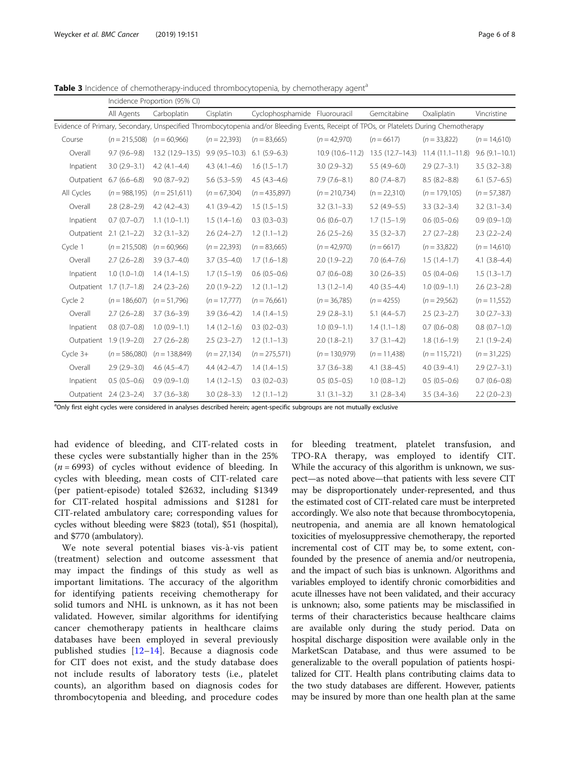**Table 3** Incidence of chemotherapy-induced thrombocytopenia, by chemotherapy agent[a]

| | Incidence Proportion (95% CI) | | | | | | | |
|---|---|---|---|---|---|---|---|---|
| | All Agents | Carboplatin | Cisplatin | Cyclophosphamide | Fluorouracil | Gemcitabine | Oxaliplatin | Vincristine |
| Evidence of Primary, Secondary, Unspecified Thrombocytopenia and/or Bleeding Events, Receipt of TPOs, or Platelets During Chemotherapy | | | | | | | | |
| Course | (n = 215,508) | (n = 60,966) | (n = 22,393) | (n = 83,665) | (n = 42,970) | (n = 6617) | (n = 33,822) | (n = 14,610) |
| Overall | 9.7 (9.6–9.8) | 13.2 (12.9–13.5) | 9.9 (9.5–10.3) | 6.1 (5.9–6.3) | 10.9 (10.6–11.2) | 13.5 (12.7–14.3) | 11.4 (11.1–11.8) | 9.6 (9.1–10.1) |
| Inpatient | 3.0 (2.9–3.1) | 4.2 (4.1–4.4) | 4.3 (4.1–4.6) | 1.6 (1.5–1.7) | 3.0 (2.9–3.2) | 5.5 (4.9–6.0) | 2.9 (2.7–3.1) | 3.5 (3.2–3.8) |
| Outpatient | 6.7 (6.6–6.8) | 9.0 (8.7–9.2) | 5.6 (5.3–5.9) | 4.5 (4.3–4.6) | 7.9 (7.6–8.1) | 8.0 (7.4–8.7) | 8.5 (8.2–8.8) | 6.1 (5.7–6.5) |
| All Cycles | (n = 988,195) | (n = 251,611) | (n = 67,304) | (n = 435,897) | (n = 210,734) | (n = 22,310) | (n = 179,105) | (n = 57,387) |
| Overall | 2.8 (2.8–2.9) | 4.2 (4.2–4.3) | 4.1 (3.9–4.2) | 1.5 (1.5–1.5) | 3.2 (3.1–3.3) | 5.2 (4.9–5.5) | 3.3 (3.2–3.4) | 3.2 (3.1–3.4) |
| Inpatient | 0.7 (0.7–0.7) | 1.1 (1.0–1.1) | 1.5 (1.4–1.6) | 0.3 (0.3–0.3) | 0.6 (0.6–0.7) | 1.7 (1.5–1.9) | 0.6 (0.5–0.6) | 0.9 (0.9–1.0) |
| Outpatient | 2.1 (2.1–2.2) | 3.2 (3.1–3.2) | 2.6 (2.4–2.7) | 1.2 (1.1–1.2) | 2.6 (2.5–2.6) | 3.5 (3.2–3.7) | 2.7 (2.7–2.8) | 2.3 (2.2–2.4) |
| Cycle 1 | (n = 215,508) | (n = 60,966) | (n = 22,393) | (n = 83,665) | (n = 42,970) | (n = 6617) | (n = 33,822) | (n = 14,610) |
| Overall | 2.7 (2.6–2.8) | 3.9 (3.7–4.0) | 3.7 (3.5–4.0) | 1.7 (1.6–1.8) | 2.0 (1.9–2.2) | 7.0 (6.4–7.6) | 1.5 (1.4–1.7) | 4.1 (3.8–4.4) |
| Inpatient | 1.0 (1.0–1.0) | 1.4 (1.4–1.5) | 1.7 (1.5–1.9) | 0.6 (0.5–0.6) | 0.7 (0.6–0.8) | 3.0 (2.6–3.5) | 0.5 (0.4–0.6) | 1.5 (1.3–1.7) |
| Outpatient | 1.7 (1.7–1.8) | 2.4 (2.3–2.6) | 2.0 (1.9–2.2) | 1.2 (1.1–1.2) | 1.3 (1.2–1.4) | 4.0 (3.5–4.4) | 1.0 (0.9–1.1) | 2.6 (2.3–2.8) |
| Cycle 2 | (n = 186,607) | (n = 51,796) | (n = 17,777) | (n = 76,661) | (n = 36,785) | (n = 4255) | (n = 29,562) | (n = 11,552) |
| Overall | 2.7 (2.6–2.8) | 3.7 (3.6–3.9) | 3.9 (3.6–4.2) | 1.4 (1.4–1.5) | 2.9 (2.8–3.1) | 5.1 (4.4–5.7) | 2.5 (2.3–2.7) | 3.0 (2.7–3.3) |
| Inpatient | 0.8 (0.7–0.8) | 1.0 (0.9–1.1) | 1.4 (1.2–1.6) | 0.3 (0.2–0.3) | 1.0 (0.9–1.1) | 1.4 (1.1–1.8) | 0.7 (0.6–0.8) | 0.8 (0.7–1.0) |
| Outpatient | 1.9 (1.9–2.0) | 2.7 (2.6–2.8) | 2.5 (2.3–2.7) | 1.2 (1.1–1.3) | 2.0 (1.8–2.1) | 3.7 (3.1–4.2) | 1.8 (1.6–1.9) | 2.1 (1.9–2.4) |
| Cycle 3+ | (n = 586,080) | (n = 138,849) | (n = 27,134) | (n = 275,571) | (n = 130,979) | (n = 11,438) | (n = 115,721) | (n = 31,225) |
| Overall | 2.9 (2.9–3.0) | 4.6 (4.5–4.7) | 4.4 (4.2–4.7) | 1.4 (1.4–1.5) | 3.7 (3.6–3.8) | 4.1 (3.8–4.5) | 4.0 (3.9–4.1) | 2.9 (2.7–3.1) |
| Inpatient | 0.5 (0.5–0.6) | 0.9 (0.9–1.0) | 1.4 (1.2–1.5) | 0.3 (0.2–0.3) | 0.5 (0.5–0.5) | 1.0 (0.8–1.2) | 0.5 (0.5–0.6) | 0.7 (0.6–0.8) |
| Outpatient | 2.4 (2.3–2.4) | 3.7 (3.6–3.8) | 3.0 (2.8–3.3) | 1.2 (1.1–1.2) | 3.1 (3.1–3.2) | 3.1 (2.8–3.4) | 3.5 (3.4–3.6) | 2.2 (2.0–2.3) |

[a]Only first eight cycles were considered in analyses described herein; agent-specific subgroups are not mutually exclusive

had evidence of bleeding, and CIT-related costs in these cycles were substantially higher than in the 25% (n = 6993) of cycles without evidence of bleeding. In cycles with bleeding, mean costs of CIT-related care (per patient-episode) totaled $2632, including $1349 for CIT-related hospital admissions and $1281 for CIT-related ambulatory care; corresponding values for cycles without bleeding were $823 (total), $51 (hospital), and $770 (ambulatory).

We note several potential biases vis-à-vis patient (treatment) selection and outcome assessment that may impact the findings of this study as well as important limitations. The accuracy of the algorithm for identifying patients receiving chemotherapy for solid tumors and NHL is unknown, as it has not been validated. However, similar algorithms for identifying cancer chemotherapy patients in healthcare claims databases have been employed in several previously published studies [12–14]. Because a diagnosis code for CIT does not exist, and the study database does not include results of laboratory tests (i.e., platelet counts), an algorithm based on diagnosis codes for thrombocytopenia and bleeding, and procedure codes for bleeding treatment, platelet transfusion, and TPO-RA therapy, was employed to identify CIT. While the accuracy of this algorithm is unknown, we suspect—as noted above—that patients with less severe CIT may be disproportionately under-represented, and thus the estimated cost of CIT-related care must be interpreted accordingly. We also note that because thrombocytopenia, neutropenia, and anemia are all known hematological toxicities of myelosuppressive chemotherapy, the reported incremental cost of CIT may be, to some extent, confounded by the presence of anemia and/or neutropenia, and the impact of such bias is unknown. Algorithms and variables employed to identify chronic comorbidities and acute illnesses have not been validated, and their accuracy is unknown; also, some patients may be misclassified in terms of their characteristics because healthcare claims are available only during the study period. Data on hospital discharge disposition were available only in the MarketScan Database, and thus were assumed to be generalizable to the overall population of patients hospitalized for CIT. Health plans contributing claims data to the two study databases are different. However, patients may be insured by more than one health plan at the same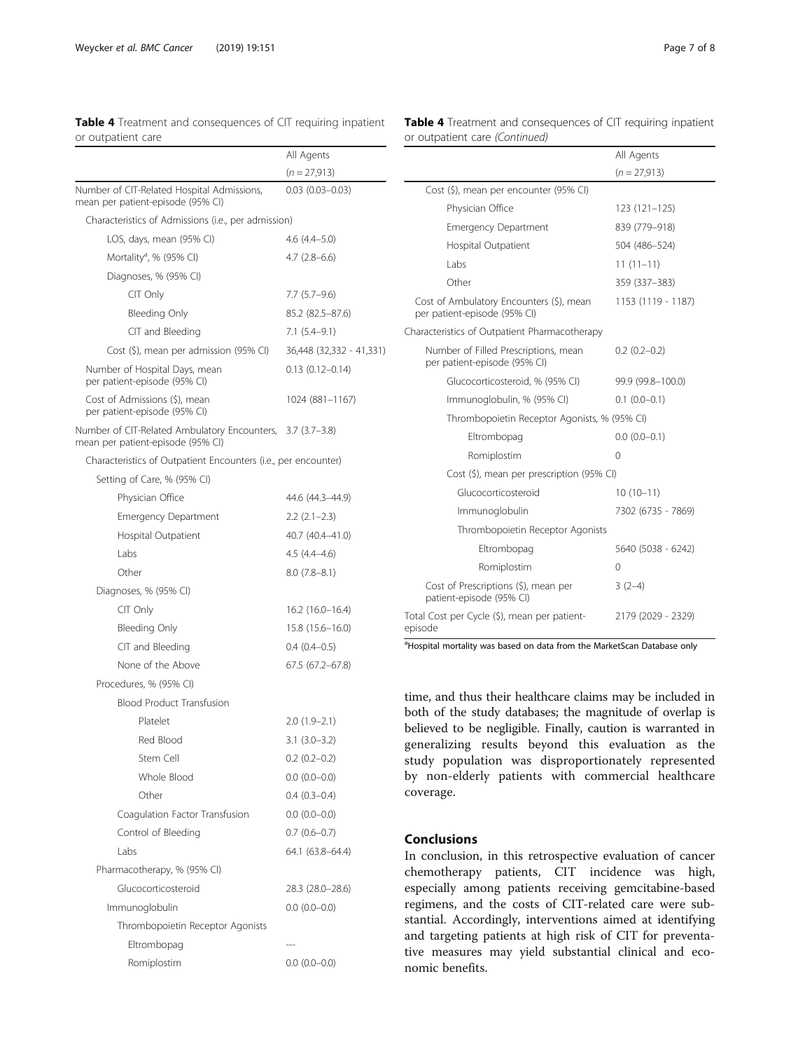**Table 4** Treatment and consequences of CIT requiring inpatient or outpatient care

| | All Agents |
|---|---|
| | ($n$ = 27,913) |
| Number of CIT-Related Hospital Admissions, mean per patient-episode (95% CI) | 0.03 (0.03–0.03) |
| Characteristics of Admissions (i.e., per admission) | |
| LOS, days, mean (95% CI) | 4.6 (4.4–5.0) |
| Mortality[a], % (95% CI) | 4.7 (2.8–6.6) |
| Diagnoses, % (95% CI) | |
| CIT Only | 7.7 (5.7–9.6) |
| Bleeding Only | 85.2 (82.5–87.6) |
| CIT and Bleeding | 7.1 (5.4–9.1) |
| Cost ($), mean per admission (95% CI) | 36,448 (32,332 - 41,331) |
| Number of Hospital Days, mean per patient-episode (95% CI) | 0.13 (0.12–0.14) |
| Cost of Admissions ($), mean per patient-episode (95% CI) | 1024 (881–1167) |
| Number of CIT-Related Ambulatory Encounters, mean per patient-episode (95% CI) | 3.7 (3.7–3.8) |
| Characteristics of Outpatient Encounters (i.e., per encounter) | |
| Setting of Care, % (95% CI) | |
| Physician Office | 44.6 (44.3–44.9) |
| Emergency Department | 2.2 (2.1–2.3) |
| Hospital Outpatient | 40.7 (40.4–41.0) |
| Labs | 4.5 (4.4–4.6) |
| Other | 8.0 (7.8–8.1) |
| Diagnoses, % (95% CI) | |
| CIT Only | 16.2 (16.0–16.4) |
| Bleeding Only | 15.8 (15.6–16.0) |
| CIT and Bleeding | 0.4 (0.4–0.5) |
| None of the Above | 67.5 (67.2–67.8) |
| Procedures, % (95% CI) | |
| Blood Product Transfusion | |
| Platelet | 2.0 (1.9–2.1) |
| Red Blood | 3.1 (3.0–3.2) |
| Stem Cell | 0.2 (0.2–0.2) |
| Whole Blood | 0.0 (0.0–0.0) |
| Other | 0.4 (0.3–0.4) |
| Coagulation Factor Transfusion | 0.0 (0.0–0.0) |
| Control of Bleeding | 0.7 (0.6–0.7) |
| Labs | 64.1 (63.8–64.4) |
| Pharmacotherapy, % (95% CI) | |
| Glucocorticosteroid | 28.3 (28.0–28.6) |
| Immunoglobulin | 0.0 (0.0–0.0) |
| Thrombopoietin Receptor Agonists | |
| Eltrombopag | --- |
| Romiplostim | 0.0 (0.0–0.0) |
| Cost ($), mean per encounter (95% CI) | |
| Physician Office | 123 (121–125) |
| Emergency Department | 839 (779–918) |
| Hospital Outpatient | 504 (486–524) |
| Labs | 11 (11–11) |
| Other | 359 (337–383) |
| Cost of Ambulatory Encounters ($), mean per patient-episode (95% CI) | 1153 (1119 - 1187) |
| Characteristics of Outpatient Pharmacotherapy | |
| Number of Filled Prescriptions, mean per patient-episode (95% CI) | 0.2 (0.2–0.2) |
| Glucocorticosteroid, % (95% CI) | 99.9 (99.8–100.0) |
| Immunoglobulin, % (95% CI) | 0.1 (0.0–0.1) |
| Thrombopoietin Receptor Agonists, % (95% CI) | |
| Eltrombopag | 0.0 (0.0–0.1) |
| Romiplostim | 0 |
| Cost ($), mean per prescription (95% CI) | |
| Glucocorticosteroid | 10 (10–11) |
| Immunoglobulin | 7302 (6735 - 7869) |
| Thrombopoietin Receptor Agonists | |
| Eltrombopag | 5640 (5038 - 6242) |
| Romiplostim | 0 |
| Cost of Prescriptions ($), mean per patient-episode (95% CI) | 3 (2–4) |
| Total Cost per Cycle ($), mean per patient-episode | 2179 (2029 - 2329) |

[a]Hospital mortality was based on data from the MarketScan Database only

time, and thus their healthcare claims may be included in both of the study databases; the magnitude of overlap is believed to be negligible. Finally, caution is warranted in generalizing results beyond this evaluation as the study population was disproportionately represented by non-elderly patients with commercial healthcare coverage.

## Conclusions

In conclusion, in this retrospective evaluation of cancer chemotherapy patients, CIT incidence was high, especially among patients receiving gemcitabine-based regimens, and the costs of CIT-related care were substantial. Accordingly, interventions aimed at identifying and targeting patients at high risk of CIT for preventative measures may yield substantial clinical and economic benefits.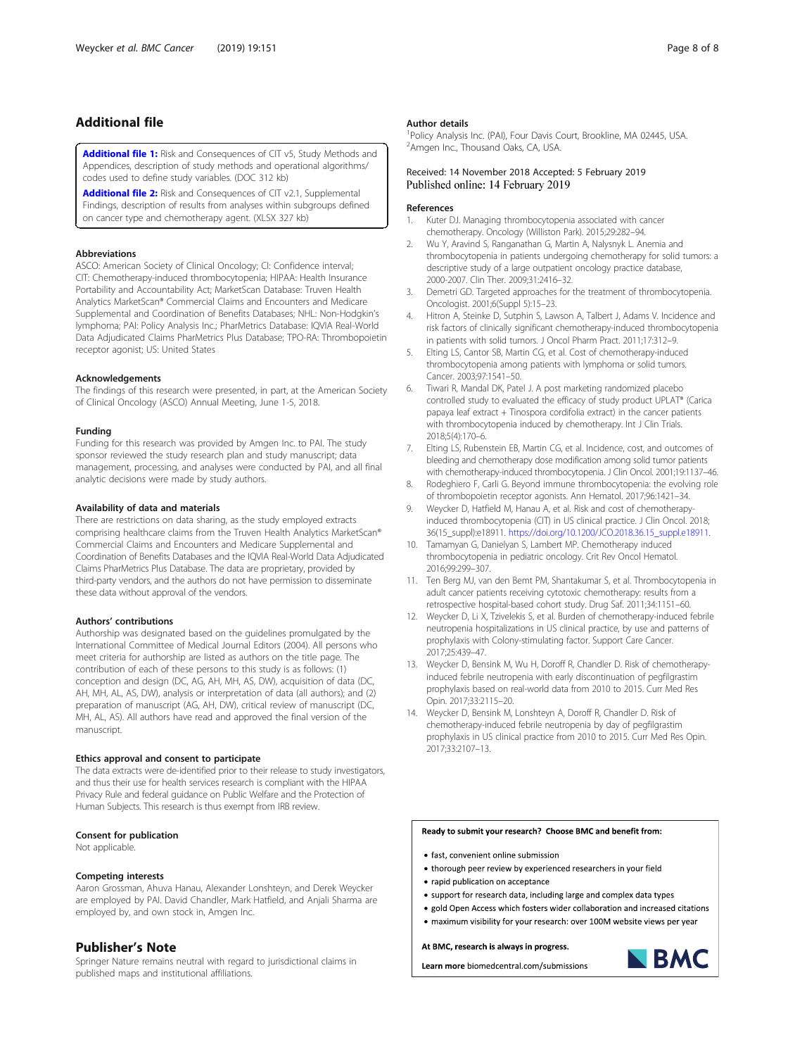## Additional file

**Additional file 1:** Risk and Consequences of CIT v5, Study Methods and Appendices, description of study methods and operational algorithms/ codes used to define study variables. (DOC 312 kb)

**Additional file 2:** Risk and Consequences of CIT v2.1, Supplemental Findings, description of results from analyses within subgroups defined on cancer type and chemotherapy agent. (XLSX 327 kb)

### Abbreviations

ASCO: American Society of Clinical Oncology; CI: Confidence interval; CIT: Chemotherapy-induced thrombocytopenia; HIPAA: Health Insurance Portability and Accountability Act; MarketScan Database: Truven Health Analytics MarketScan® Commercial Claims and Encounters and Medicare Supplemental and Coordination of Benefits Databases; NHL: Non-Hodgkin's lymphoma; PAI: Policy Analysis Inc.; PharMetrics Database: IQVIA Real-World Data Adjudicated Claims PharMetrics Plus Database; TPO-RA: Thrombopoietin receptor agonist; US: United States

### Acknowledgements

The findings of this research were presented, in part, at the American Society of Clinical Oncology (ASCO) Annual Meeting, June 1-5, 2018.

### Funding

Funding for this research was provided by Amgen Inc. to PAI. The study sponsor reviewed the study research plan and study manuscript; data management, processing, and analyses were conducted by PAI, and all final analytic decisions were made by study authors.

### Availability of data and materials

There are restrictions on data sharing, as the study employed extracts comprising healthcare claims from the Truven Health Analytics MarketScan® Commercial Claims and Encounters and Medicare Supplemental and Coordination of Benefits Databases and the IQVIA Real-World Data Adjudicated Claims PharMetrics Plus Database. The data are proprietary, provided by third-party vendors, and the authors do not have permission to disseminate these data without approval of the vendors.

### Authors' contributions

Authorship was designated based on the guidelines promulgated by the International Committee of Medical Journal Editors (2004). All persons who meet criteria for authorship are listed as authors on the title page. The contribution of each of these persons to this study is as follows: (1) conception and design (DC, AG, AH, MH, AS, DW), acquisition of data (DC, AH, MH, AL, AS, DW), analysis or interpretation of data (all authors); and (2) preparation of manuscript (AG, AH, DW), critical review of manuscript (DC, MH, AL, AS). All authors have read and approved the final version of the manuscript.

### Ethics approval and consent to participate

The data extracts were de-identified prior to their release to study investigators, and thus their use for health services research is compliant with the HIPAA Privacy Rule and federal guidance on Public Welfare and the Protection of Human Subjects. This research is thus exempt from IRB review.

### Consent for publication

Not applicable.

### Competing interests

Aaron Grossman, Ahuva Hanau, Alexander Lonshteyn, and Derek Weycker are employed by PAI. David Chandler, Mark Hatfield, and Anjali Sharma are employed by, and own stock in, Amgen Inc.

## Publisher's Note

Springer Nature remains neutral with regard to jurisdictional claims in published maps and institutional affiliations.

### Author details

[1]Policy Analysis Inc. (PAI), Four Davis Court, Brookline, MA 02445, USA.
[2]Amgen Inc., Thousand Oaks, CA, USA.

Received: 14 November 2018 Accepted: 5 February 2019
Published online: 14 February 2019

### References

1. Kuter DJ. Managing thrombocytopenia associated with cancer chemotherapy. Oncology (Williston Park). 2015;29:282–94.
2. Wu Y, Aravind S, Ranganathan G, Martin A, Nalysnyk L. Anemia and thrombocytopenia in patients undergoing chemotherapy for solid tumors: a descriptive study of a large outpatient oncology practice database, 2000-2007. Clin Ther. 2009;31:2416–32.
3. Demetri GD. Targeted approaches for the treatment of thrombocytopenia. Oncologist. 2001;6(Suppl 5):15–23.
4. Hitron A, Steinke D, Sutphin S, Lawson A, Talbert J, Adams V. Incidence and risk factors of clinically significant chemotherapy-induced thrombocytopenia in patients with solid tumors. J Oncol Pharm Pract. 2011;17:312–9.
5. Elting LS, Cantor SB, Martin CG, et al. Cost of chemotherapy-induced thrombocytopenia among patients with lymphoma or solid tumors. Cancer. 2003;97:1541–50.
6. Tiwari R, Mandal DK, Patel J. A post marketing randomized placebo controlled study to evaluated the efficacy of study product UPLAT® (Carica papaya leaf extract + Tinospora cordifolia extract) in the cancer patients with thrombocytopenia induced by chemotherapy. Int J Clin Trials. 2018;5(4):170–6.
7. Elting LS, Rubenstein EB, Martin CG, et al. Incidence, cost, and outcomes of bleeding and chemotherapy dose modification among solid tumor patients with chemotherapy-induced thrombocytopenia. J Clin Oncol. 2001;19:1137–46.
8. Rodeghiero F, Carli G. Beyond immune thrombocytopenia: the evolving role of thrombopoietin receptor agonists. Ann Hematol. 2017;96:1421–34.
9. Weycker D, Hatfield M, Hanau A, et al. Risk and cost of chemotherapy-induced thrombocytopenia (CIT) in US clinical practice. J Clin Oncol. 2018; 36(15_suppl):e18911. https://doi.org/10.1200/JCO.2018.36.15_suppl.e18911.
10. Tamamyan G, Danielyan S, Lambert MP. Chemotherapy induced thrombocytopenia in pediatric oncology. Crit Rev Oncol Hematol. 2016;99:299–307.
11. Ten Berg MJ, van den Bemt PM, Shantakumar S, et al. Thrombocytopenia in adult cancer patients receiving cytotoxic chemotherapy: results from a retrospective hospital-based cohort study. Drug Saf. 2011;34:1151–60.
12. Weycker D, Li X, Tzivelekis S, et al. Burden of chemotherapy-induced febrile neutropenia hospitalizations in US clinical practice, by use and patterns of prophylaxis with Colony-stimulating factor. Support Care Cancer. 2017;25:439–47.
13. Weycker D, Bensink M, Wu H, Doroff R, Chandler D. Risk of chemotherapy-induced febrile neutropenia with early discontinuation of pegfilgrastim prophylaxis based on real-world data from 2010 to 2015. Curr Med Res Opin. 2017;33:2115–20.
14. Weycker D, Bensink M, Lonshteyn A, Doroff R, Chandler D. Risk of chemotherapy-induced febrile neutropenia by day of pegfilgrastim prophylaxis in US clinical practice from 2010 to 2015. Curr Med Res Opin. 2017;33:2107–13.

**Ready to submit your research? Choose BMC and benefit from:**

- fast, convenient online submission
- thorough peer review by experienced researchers in your field
- rapid publication on acceptance
- support for research data, including large and complex data types
- gold Open Access which fosters wider collaboration and increased citations
- maximum visibility for your research: over 100M website views per year

**At BMC, research is always in progress.**

**Learn more** biomedcentral.com/submissions